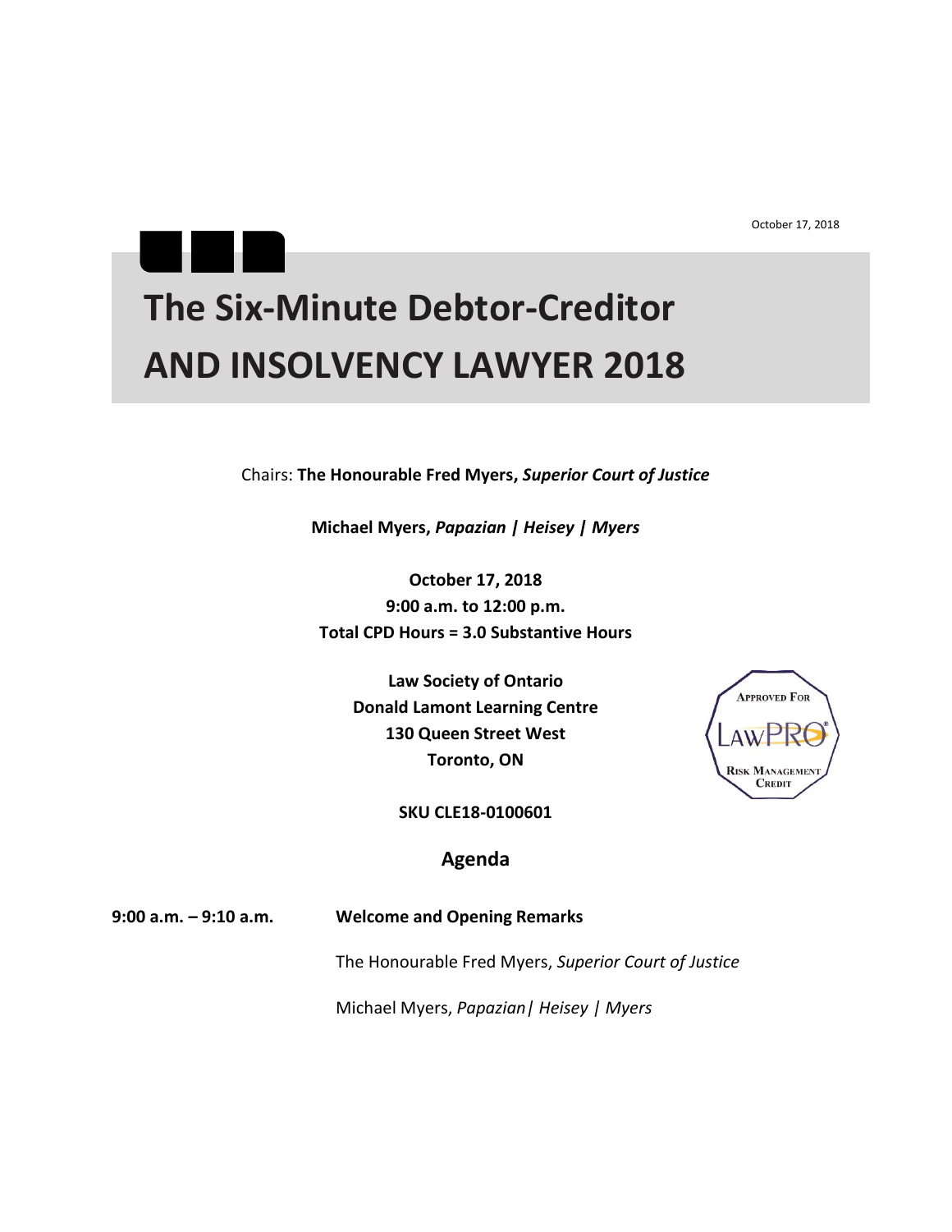October 17, 2018

# The Six-Minute Debtor-Creditor AND INSOLVENCY LAWYER 2018

Chairs: **The Honourable Fred Myers, *Superior Court of Justice***

**Michael Myers, *Papazian | Heisey | Myers***

**October 17, 2018**
**9:00 a.m. to 12:00 p.m.**
**Total CPD Hours = 3.0 Substantive Hours**

**Law Society of Ontario**
**Donald Lamont Learning Centre**
**130 Queen Street West**
**Toronto, ON**

Approved For LawPRO® Risk Management Credit

**SKU CLE18-0100601**

## Agenda

| | |
|---|---|
| **9:00 a.m. – 9:10 a.m.** | **Welcome and Opening Remarks** |
| | The Honourable Fred Myers, *Superior Court of Justice* |
| | Michael Myers, *Papazian\| Heisey \| Myers* |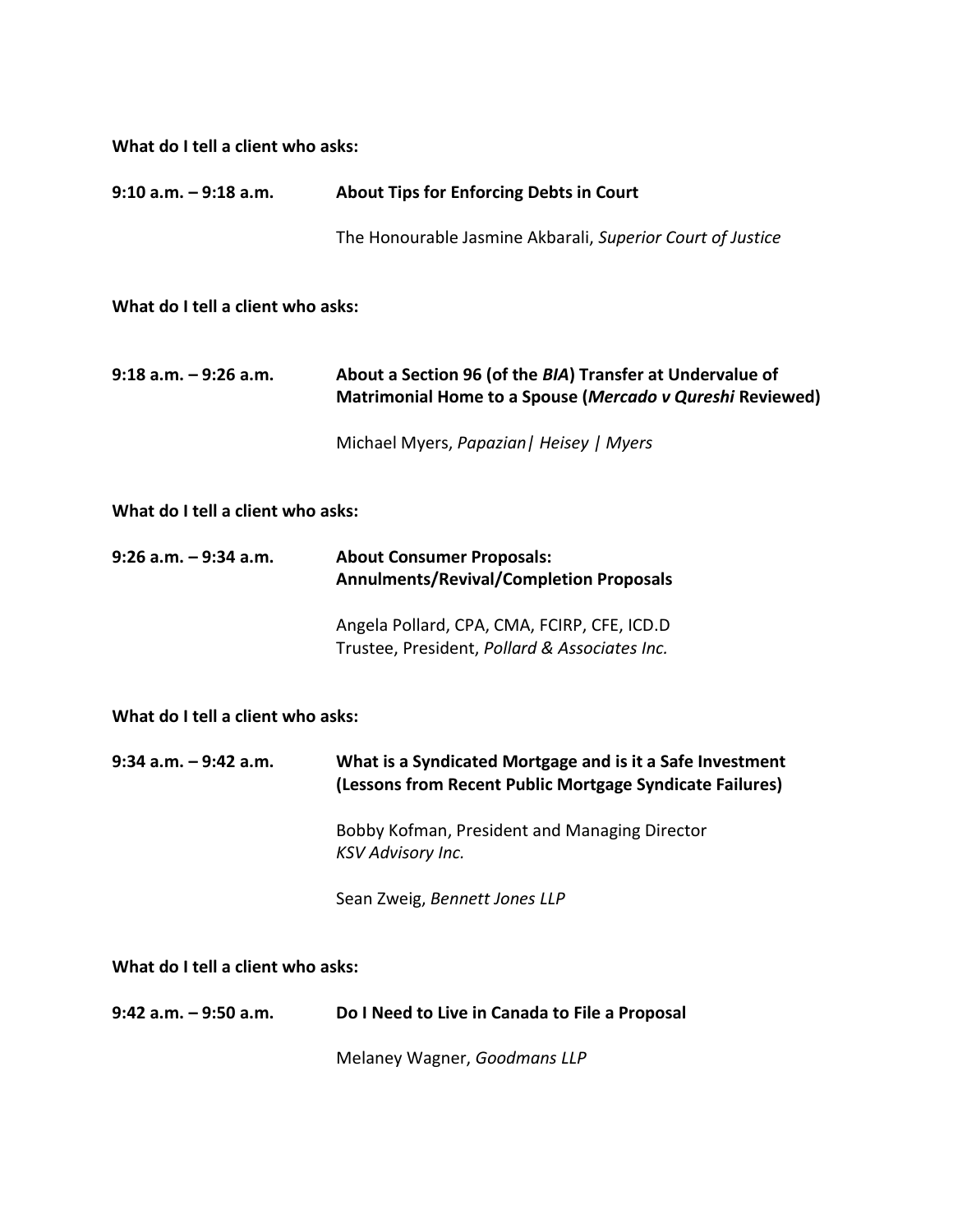**What do I tell a client who asks:**

**9:10 a.m. – 9:18 a.m.** **About Tips for Enforcing Debts in Court**

The Honourable Jasmine Akbarali, *Superior Court of Justice*

**What do I tell a client who asks:**

**9:18 a.m. – 9:26 a.m.** **About a Section 96 (of the *BIA*) Transfer at Undervalue of Matrimonial Home to a Spouse (*Mercado v Qureshi* Reviewed)**

Michael Myers, *Papazian| Heisey | Myers*

**What do I tell a client who asks:**

**9:26 a.m. – 9:34 a.m.** **About Consumer Proposals: Annulments/Revival/Completion Proposals**

Angela Pollard, CPA, CMA, FCIRP, CFE, ICD.D
Trustee, President, *Pollard & Associates Inc.*

**What do I tell a client who asks:**

**9:34 a.m. – 9:42 a.m.** **What is a Syndicated Mortgage and is it a Safe Investment (Lessons from Recent Public Mortgage Syndicate Failures)**

Bobby Kofman, President and Managing Director
*KSV Advisory Inc.*

Sean Zweig, *Bennett Jones LLP*

**What do I tell a client who asks:**

**9:42 a.m. – 9:50 a.m.** **Do I Need to Live in Canada to File a Proposal**

Melaney Wagner, *Goodmans LLP*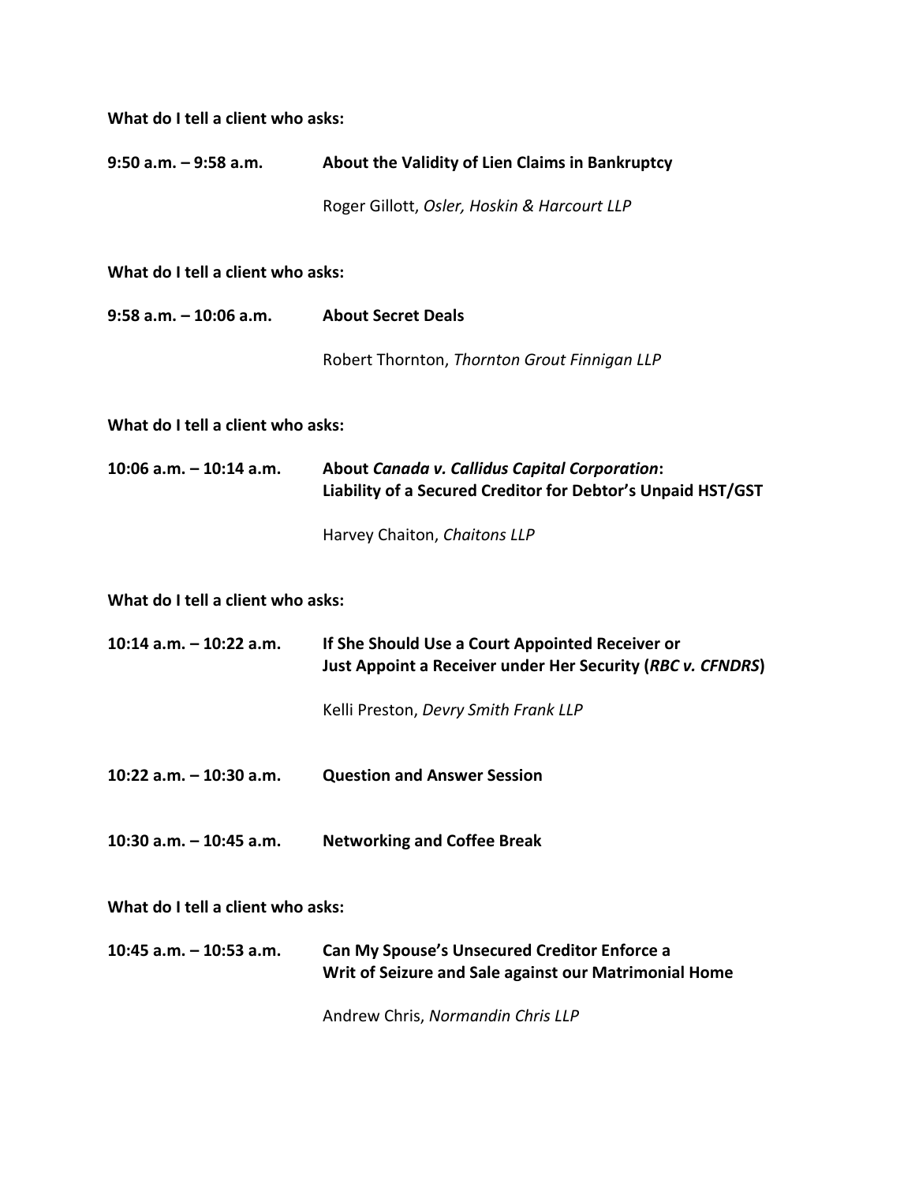**What do I tell a client who asks:**

**9:50 a.m. – 9:58 a.m.** **About the Validity of Lien Claims in Bankruptcy**

Roger Gillott, *Osler, Hoskin & Harcourt LLP*

**What do I tell a client who asks:**

**9:58 a.m. – 10:06 a.m.** **About Secret Deals**

Robert Thornton, *Thornton Grout Finnigan LLP*

**What do I tell a client who asks:**

**10:06 a.m. – 10:14 a.m.** **About *Canada v. Callidus Capital Corporation*: Liability of a Secured Creditor for Debtor's Unpaid HST/GST**

Harvey Chaiton, *Chaitons LLP*

**What do I tell a client who asks:**

**10:14 a.m. – 10:22 a.m.** **If She Should Use a Court Appointed Receiver or Just Appoint a Receiver under Her Security (*RBC v. CFNDRS*)**

Kelli Preston, *Devry Smith Frank LLP*

**10:22 a.m. – 10:30 a.m.** **Question and Answer Session**

**10:30 a.m. – 10:45 a.m.** **Networking and Coffee Break**

**What do I tell a client who asks:**

**10:45 a.m. – 10:53 a.m.** **Can My Spouse's Unsecured Creditor Enforce a Writ of Seizure and Sale against our Matrimonial Home**

Andrew Chris, *Normandin Chris LLP*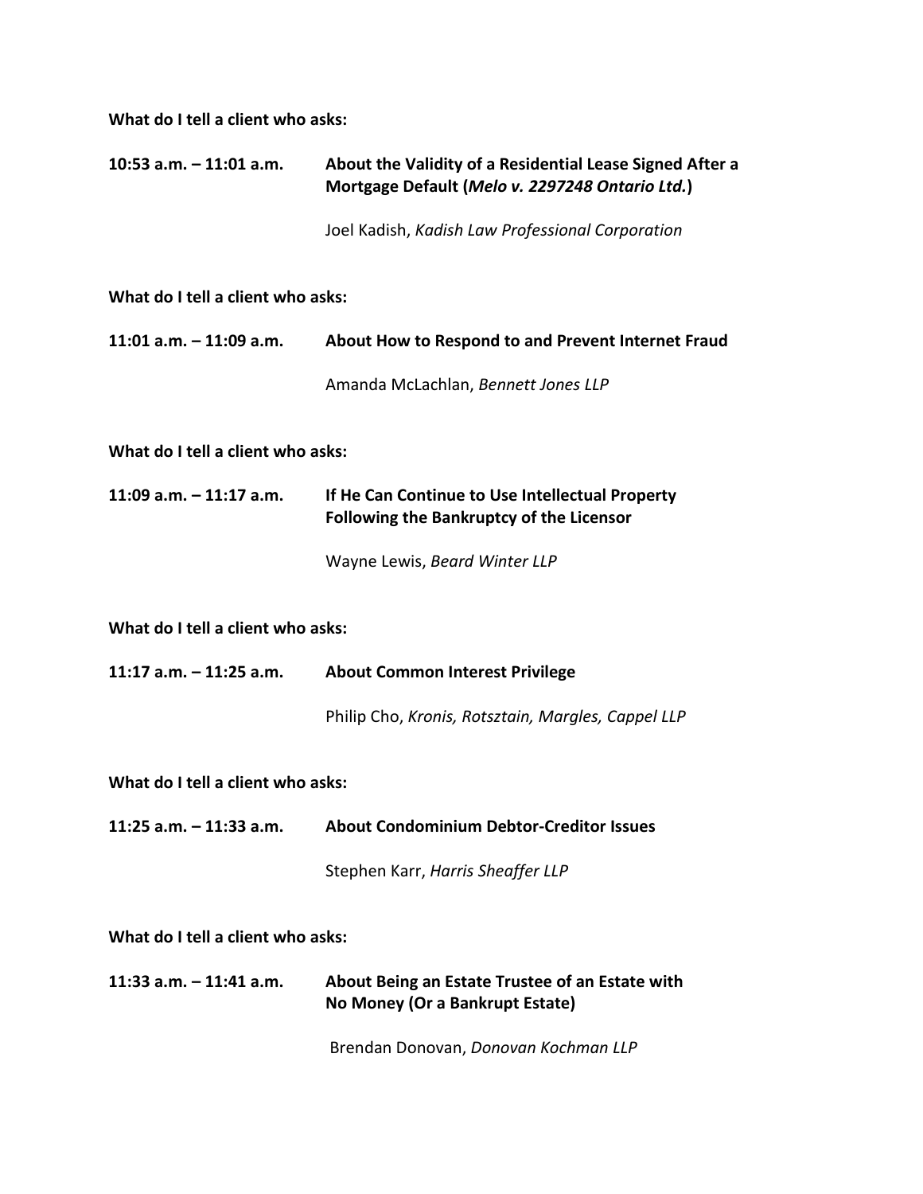**What do I tell a client who asks:**

**10:53 a.m. – 11:01 a.m.** **About the Validity of a Residential Lease Signed After a Mortgage Default (*Melo v. 2297248 Ontario Ltd.*)**

Joel Kadish, *Kadish Law Professional Corporation*

**What do I tell a client who asks:**

**11:01 a.m. – 11:09 a.m.** **About How to Respond to and Prevent Internet Fraud**

Amanda McLachlan, *Bennett Jones LLP*

**What do I tell a client who asks:**

**11:09 a.m. – 11:17 a.m.** **If He Can Continue to Use Intellectual Property Following the Bankruptcy of the Licensor**

Wayne Lewis, *Beard Winter LLP*

**What do I tell a client who asks:**

**11:17 a.m. – 11:25 a.m.** **About Common Interest Privilege**

Philip Cho, *Kronis, Rotsztain, Margles, Cappel LLP*

**What do I tell a client who asks:**

**11:25 a.m. – 11:33 a.m.** **About Condominium Debtor-Creditor Issues**

Stephen Karr, *Harris Sheaffer LLP*

**What do I tell a client who asks:**

**11:33 a.m. – 11:41 a.m.** **About Being an Estate Trustee of an Estate with No Money (Or a Bankrupt Estate)**

Brendan Donovan, *Donovan Kochman LLP*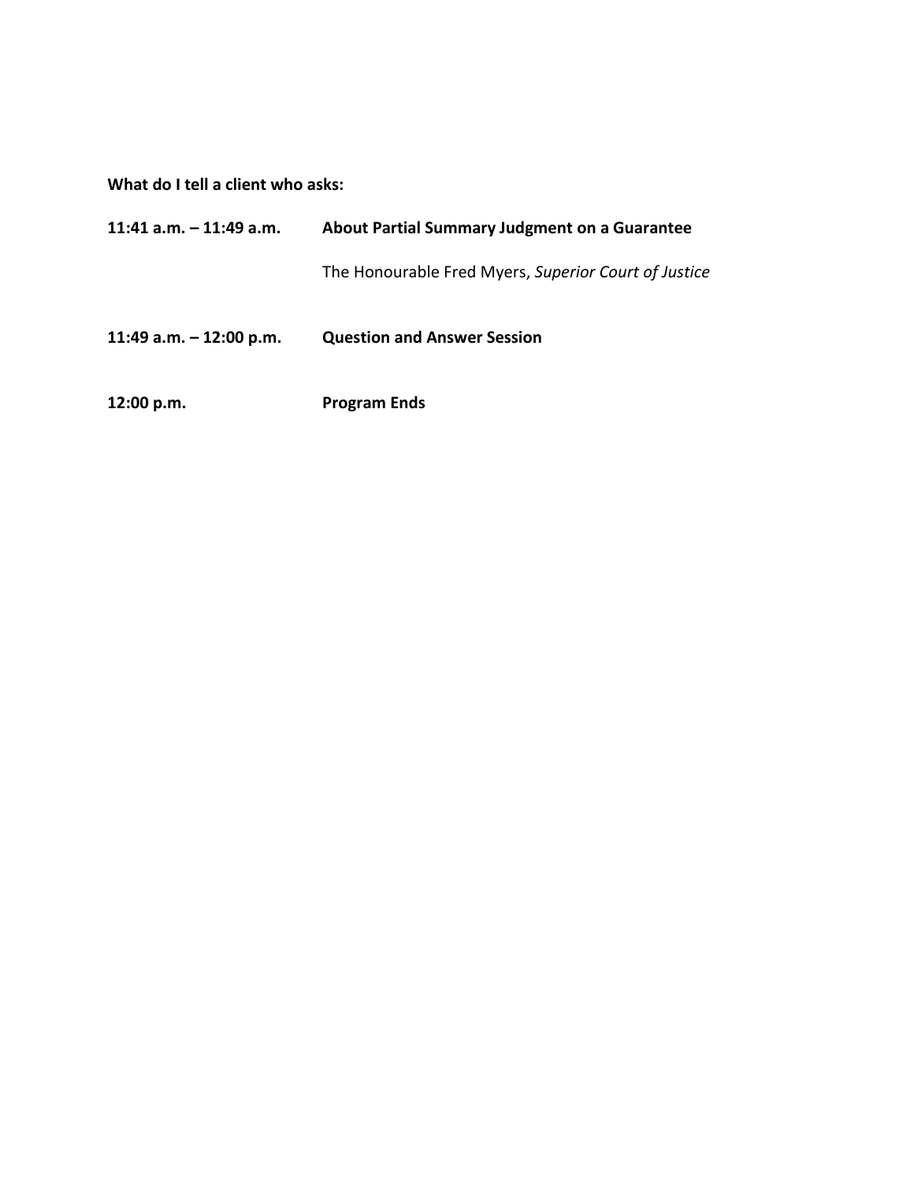**What do I tell a client who asks:**

| | |
|---|---|
| **11:41 a.m. – 11:49 a.m.** | **About Partial Summary Judgment on a Guarantee** |
| | The Honourable Fred Myers, *Superior Court of Justice* |
| **11:49 a.m. – 12:00 p.m.** | **Question and Answer Session** |
| **12:00 p.m.** | **Program Ends** |